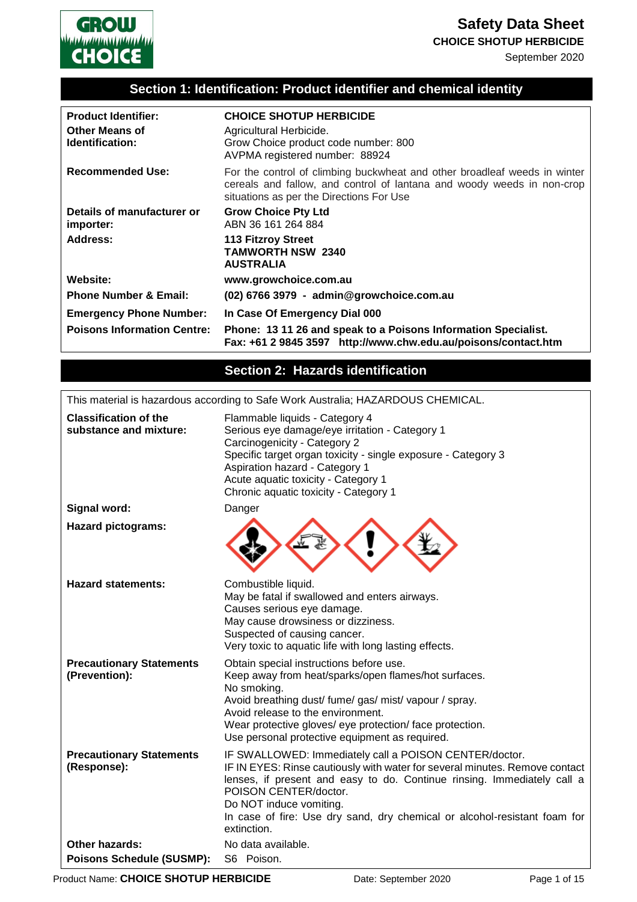# Safety Data Sheet

**CHOICE SHOTUP HERBICIDE**

September 2020

## Section 1: Identification: Product identifier and chemical identity

| | |
|---|---|
| **Product Identifier:** | **CHOICE SHOTUP HERBICIDE** |
| **Other Means of Identification:** | Agricultural Herbicide.<br>Grow Choice product code number: 800<br>AVPMA registered number: 88924 |
| **Recommended Use:** | For the control of climbing buckwheat and other broadleaf weeds in winter cereals and fallow, and control of lantana and woody weeds in non-crop situations as per the Directions For Use |
| **Details of manufacturer or importer:** | **Grow Choice Pty Ltd**<br>ABN 36 161 264 884 |
| **Address:** | **113 Fitzroy Street**<br>**TAMWORTH NSW 2340**<br>**AUSTRALIA** |
| **Website:** | **www.growchoice.com.au** |
| **Phone Number & Email:** | **(02) 6766 3979 - admin@growchoice.com.au** |
| **Emergency Phone Number:** | **In Case Of Emergency Dial 000** |
| **Poisons Information Centre:** | **Phone: 13 11 26 and speak to a Poisons Information Specialist.**<br>**Fax: +61 2 9845 3597 http://www.chw.edu.au/poisons/contact.htm** |

## Section 2: Hazards identification

This material is hazardous according to Safe Work Australia; HAZARDOUS CHEMICAL.

| | |
|---|---|
| **Classification of the substance and mixture:** | Flammable liquids - Category 4<br>Serious eye damage/eye irritation - Category 1<br>Carcinogenicity - Category 2<br>Specific target organ toxicity - single exposure - Category 3<br>Aspiration hazard - Category 1<br>Acute aquatic toxicity - Category 1<br>Chronic aquatic toxicity - Category 1 |
| **Signal word:** | Danger |
| **Hazard pictograms:** | |
| **Hazard statements:** | Combustible liquid.<br>May be fatal if swallowed and enters airways.<br>Causes serious eye damage.<br>May cause drowsiness or dizziness.<br>Suspected of causing cancer.<br>Very toxic to aquatic life with long lasting effects. |
| **Precautionary Statements (Prevention):** | Obtain special instructions before use.<br>Keep away from heat/sparks/open flames/hot surfaces.<br>No smoking.<br>Avoid breathing dust/ fume/ gas/ mist/ vapour / spray.<br>Avoid release to the environment.<br>Wear protective gloves/ eye protection/ face protection.<br>Use personal protective equipment as required. |
| **Precautionary Statements (Response):** | IF SWALLOWED: Immediately call a POISON CENTER/doctor.<br>IF IN EYES: Rinse cautiously with water for several minutes. Remove contact lenses, if present and easy to do. Continue rinsing. Immediately call a POISON CENTER/doctor.<br>Do NOT induce vomiting.<br>In case of fire: Use dry sand, dry chemical or alcohol-resistant foam for extinction. |
| **Other hazards:** | No data available. |
| **Poisons Schedule (SUSMP):** | S6 Poison. |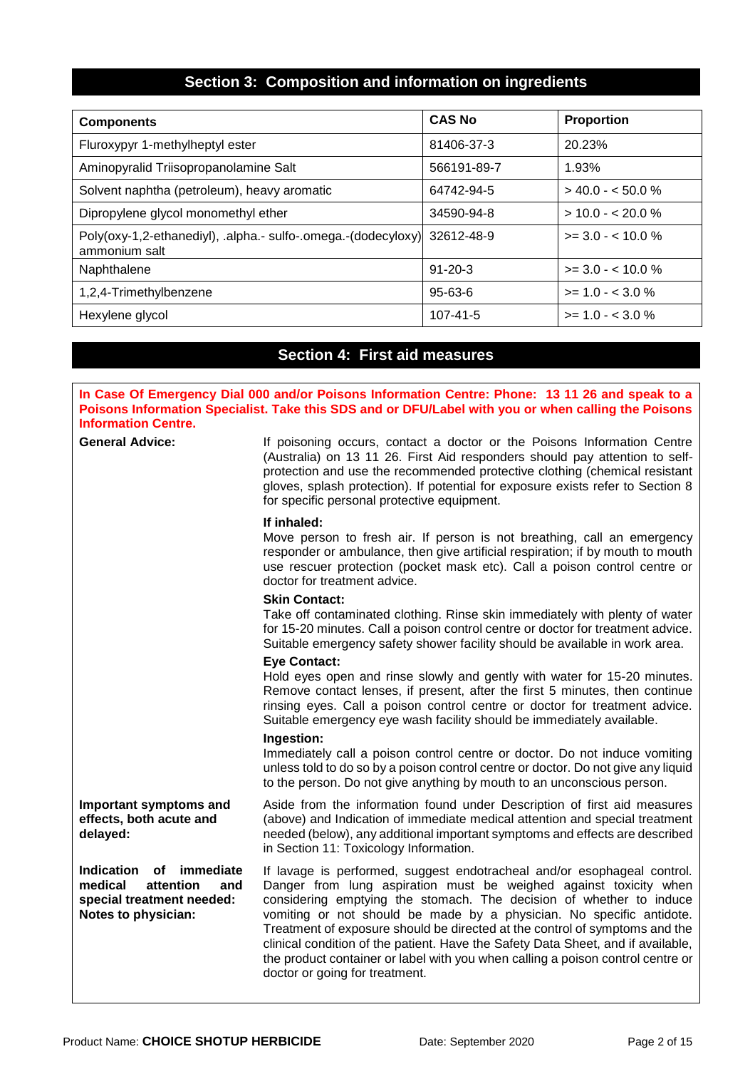## Section 3: Composition and information on ingredients

| Components | CAS No | Proportion |
|---|---|---|
| Fluroxypyr 1-methylheptyl ester | 81406-37-3 | 20.23% |
| Aminopyralid Triisopropanolamine Salt | 566191-89-7 | 1.93% |
| Solvent naphtha (petroleum), heavy aromatic | 64742-94-5 | > 40.0 - < 50.0 % |
| Dipropylene glycol monomethyl ether | 34590-94-8 | > 10.0 - < 20.0 % |
| Poly(oxy-1,2-ethanediyl), .alpha.- sulfo-.omega.-(dodecyloxy) ammonium salt | 32612-48-9 | >= 3.0 - < 10.0 % |
| Naphthalene | 91-20-3 | >= 3.0 - < 10.0 % |
| 1,2,4-Trimethylbenzene | 95-63-6 | >= 1.0 - < 3.0 % |
| Hexylene glycol | 107-41-5 | >= 1.0 - < 3.0 % |

## Section 4: First aid measures

**In Case Of Emergency Dial 000 and/or Poisons Information Centre: Phone: 13 11 26 and speak to a Poisons Information Specialist. Take this SDS and or DFU/Label with you or when calling the Poisons Information Centre.**

**General Advice:** If poisoning occurs, contact a doctor or the Poisons Information Centre (Australia) on 13 11 26. First Aid responders should pay attention to self-protection and use the recommended protective clothing (chemical resistant gloves, splash protection). If potential for exposure exists refer to Section 8 for specific personal protective equipment.

**If inhaled:**
Move person to fresh air. If person is not breathing, call an emergency responder or ambulance, then give artificial respiration; if by mouth to mouth use rescuer protection (pocket mask etc). Call a poison control centre or doctor for treatment advice.

**Skin Contact:**
Take off contaminated clothing. Rinse skin immediately with plenty of water for 15-20 minutes. Call a poison control centre or doctor for treatment advice. Suitable emergency safety shower facility should be available in work area.

**Eye Contact:**
Hold eyes open and rinse slowly and gently with water for 15-20 minutes. Remove contact lenses, if present, after the first 5 minutes, then continue rinsing eyes. Call a poison control centre or doctor for treatment advice. Suitable emergency eye wash facility should be immediately available.

**Ingestion:**
Immediately call a poison control centre or doctor. Do not induce vomiting unless told to do so by a poison control centre or doctor. Do not give any liquid to the person. Do not give anything by mouth to an unconscious person.

**Important symptoms and effects, both acute and delayed:** Aside from the information found under Description of first aid measures (above) and Indication of immediate medical attention and special treatment needed (below), any additional important symptoms and effects are described in Section 11: Toxicology Information.

**Indication of immediate medical attention and special treatment needed: Notes to physician:** If lavage is performed, suggest endotracheal and/or esophageal control. Danger from lung aspiration must be weighed against toxicity when considering emptying the stomach. The decision of whether to induce vomiting or not should be made by a physician. No specific antidote. Treatment of exposure should be directed at the control of symptoms and the clinical condition of the patient. Have the Safety Data Sheet, and if available, the product container or label with you when calling a poison control centre or doctor or going for treatment.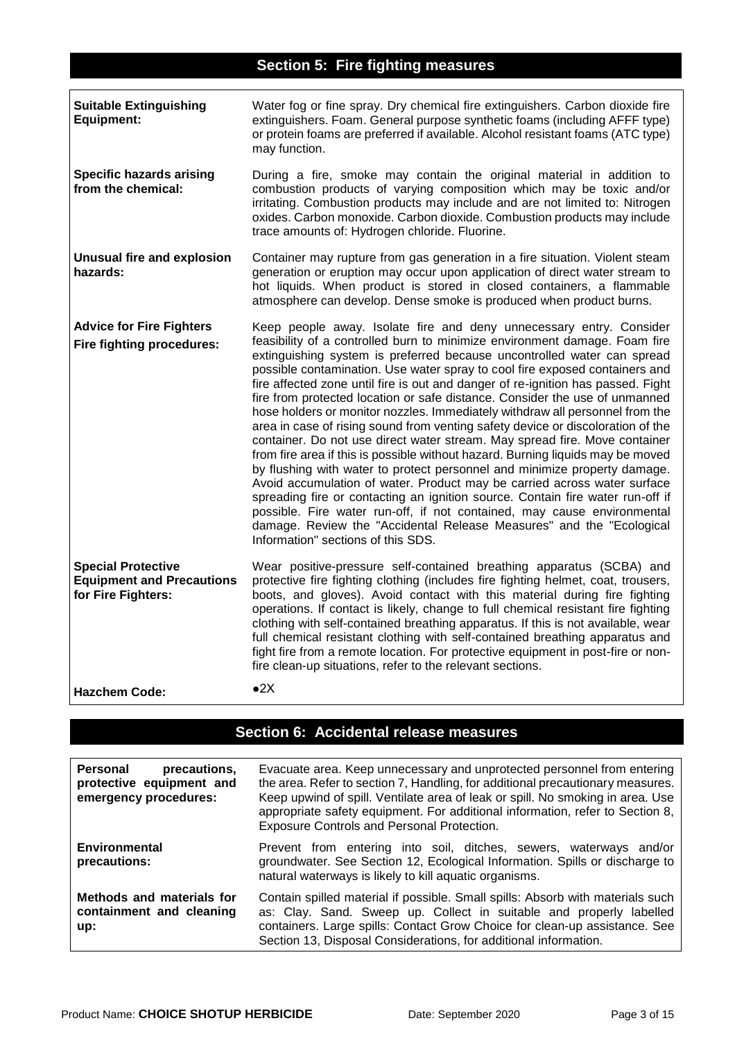## Section 5: Fire fighting measures

| | |
|---|---|
| **Suitable Extinguishing Equipment:** | Water fog or fine spray. Dry chemical fire extinguishers. Carbon dioxide fire extinguishers. Foam. General purpose synthetic foams (including AFFF type) or protein foams are preferred if available. Alcohol resistant foams (ATC type) may function. |
| **Specific hazards arising from the chemical:** | During a fire, smoke may contain the original material in addition to combustion products of varying composition which may be toxic and/or irritating. Combustion products may include and are not limited to: Nitrogen oxides. Carbon monoxide. Carbon dioxide. Combustion products may include trace amounts of: Hydrogen chloride. Fluorine. |
| **Unusual fire and explosion hazards:** | Container may rupture from gas generation in a fire situation. Violent steam generation or eruption may occur upon application of direct water stream to hot liquids. When product is stored in closed containers, a flammable atmosphere can develop. Dense smoke is produced when product burns. |
| **Advice for Fire Fighters Fire fighting procedures:** | Keep people away. Isolate fire and deny unnecessary entry. Consider feasibility of a controlled burn to minimize environment damage. Foam fire extinguishing system is preferred because uncontrolled water can spread possible contamination. Use water spray to cool fire exposed containers and fire affected zone until fire is out and danger of re-ignition has passed. Fight fire from protected location or safe distance. Consider the use of unmanned hose holders or monitor nozzles. Immediately withdraw all personnel from the area in case of rising sound from venting safety device or discoloration of the container. Do not use direct water stream. May spread fire. Move container from fire area if this is possible without hazard. Burning liquids may be moved by flushing with water to protect personnel and minimize property damage. Avoid accumulation of water. Product may be carried across water surface spreading fire or contacting an ignition source. Contain fire water run-off if possible. Fire water run-off, if not contained, may cause environmental damage. Review the "Accidental Release Measures" and the "Ecological Information" sections of this SDS. |
| **Special Protective Equipment and Precautions for Fire Fighters:** | Wear positive-pressure self-contained breathing apparatus (SCBA) and protective fire fighting clothing (includes fire fighting helmet, coat, trousers, boots, and gloves). Avoid contact with this material during fire fighting operations. If contact is likely, change to full chemical resistant fire fighting clothing with self-contained breathing apparatus. If this is not available, wear full chemical resistant clothing with self-contained breathing apparatus and fight fire from a remote location. For protective equipment in post-fire or non-fire clean-up situations, refer to the relevant sections. |
| **Hazchem Code:** | ●2X |

## Section 6: Accidental release measures

| | |
|---|---|
| **Personal precautions, protective equipment and emergency procedures:** | Evacuate area. Keep unnecessary and unprotected personnel from entering the area. Refer to section 7, Handling, for additional precautionary measures. Keep upwind of spill. Ventilate area of leak or spill. No smoking in area. Use appropriate safety equipment. For additional information, refer to Section 8, Exposure Controls and Personal Protection. |
| **Environmental precautions:** | Prevent from entering into soil, ditches, sewers, waterways and/or groundwater. See Section 12, Ecological Information. Spills or discharge to natural waterways is likely to kill aquatic organisms. |
| **Methods and materials for containment and cleaning up:** | Contain spilled material if possible. Small spills: Absorb with materials such as: Clay. Sand. Sweep up. Collect in suitable and properly labelled containers. Large spills: Contact Grow Choice for clean-up assistance. See Section 13, Disposal Considerations, for additional information. |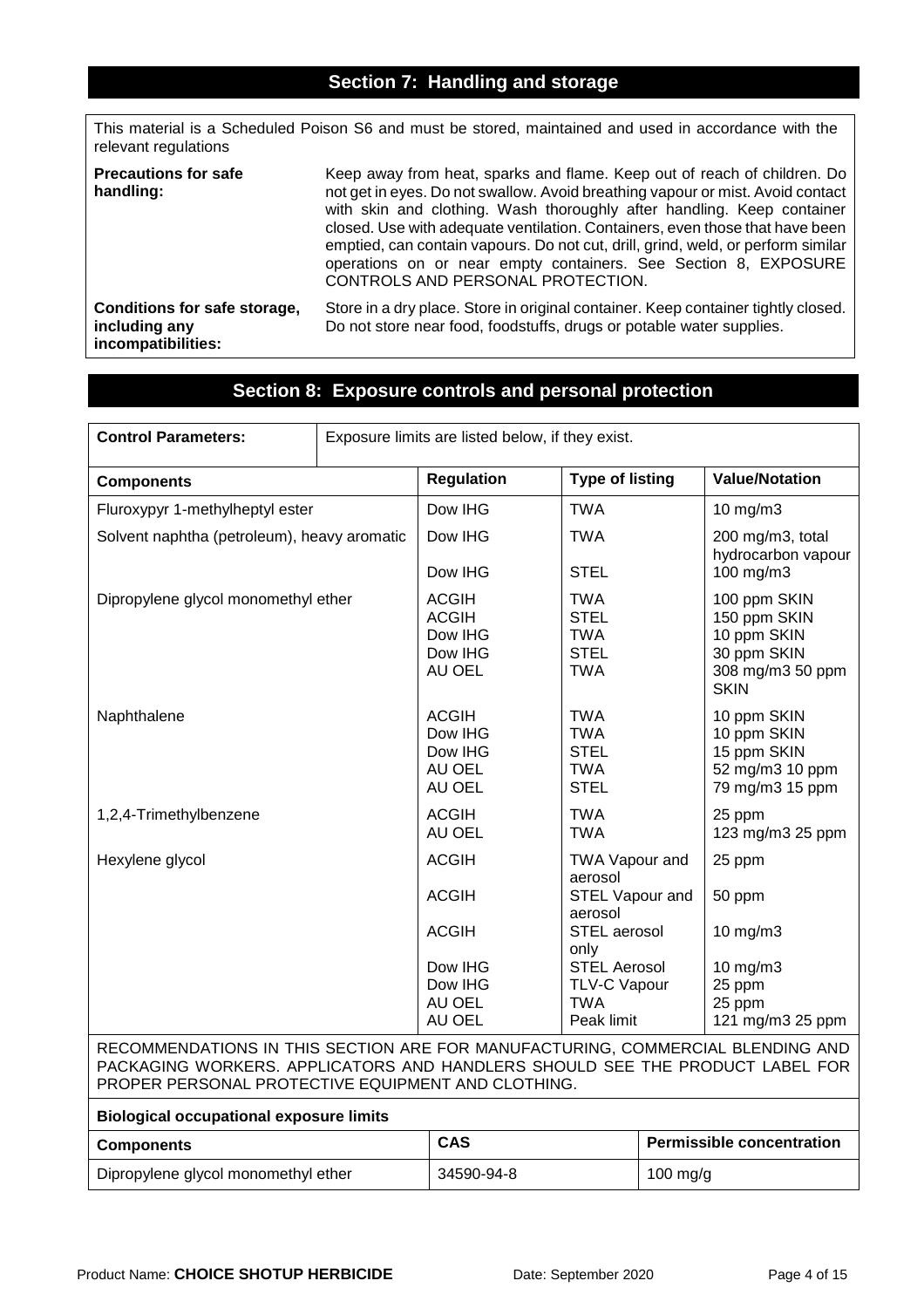## Section 7: Handling and storage

This material is a Scheduled Poison S6 and must be stored, maintained and used in accordance with the relevant regulations

**Precautions for safe handling:** Keep away from heat, sparks and flame. Keep out of reach of children. Do not get in eyes. Do not swallow. Avoid breathing vapour or mist. Avoid contact with skin and clothing. Wash thoroughly after handling. Keep container closed. Use with adequate ventilation. Containers, even those that have been emptied, can contain vapours. Do not cut, drill, grind, weld, or perform similar operations on or near empty containers. See Section 8, EXPOSURE CONTROLS AND PERSONAL PROTECTION.

**Conditions for safe storage, including any incompatibilities:** Store in a dry place. Store in original container. Keep container tightly closed. Do not store near food, foodstuffs, drugs or potable water supplies.

## Section 8: Exposure controls and personal protection

**Control Parameters:** Exposure limits are listed below, if they exist.

| Components | Regulation | Type of listing | Value/Notation |
|---|---|---|---|
| Fluroxypyr 1-methylheptyl ester | Dow IHG | TWA | 10 mg/m3 |
| Solvent naphtha (petroleum), heavy aromatic | Dow IHG | TWA | 200 mg/m3, total hydrocarbon vapour |
| | Dow IHG | STEL | 100 mg/m3 |
| Dipropylene glycol monomethyl ether | ACGIH | TWA | 100 ppm SKIN |
| | ACGIH | STEL | 150 ppm SKIN |
| | Dow IHG | TWA | 10 ppm SKIN |
| | Dow IHG | STEL | 30 ppm SKIN |
| | AU OEL | TWA | 308 mg/m3 50 ppm SKIN |
| Naphthalene | ACGIH | TWA | 10 ppm SKIN |
| | Dow IHG | TWA | 10 ppm SKIN |
| | Dow IHG | STEL | 15 ppm SKIN |
| | AU OEL | TWA | 52 mg/m3 10 ppm |
| | AU OEL | STEL | 79 mg/m3 15 ppm |
| 1,2,4-Trimethylbenzene | ACGIH | TWA | 25 ppm |
| | AU OEL | TWA | 123 mg/m3 25 ppm |
| Hexylene glycol | ACGIH | TWA Vapour and aerosol | 25 ppm |
| | ACGIH | STEL Vapour and aerosol | 50 ppm |
| | ACGIH | STEL aerosol only | 10 mg/m3 |
| | Dow IHG | STEL Aerosol | 10 mg/m3 |
| | Dow IHG | TLV-C Vapour | 25 ppm |
| | AU OEL | TWA | 25 ppm |
| | AU OEL | Peak limit | 121 mg/m3 25 ppm |

RECOMMENDATIONS IN THIS SECTION ARE FOR MANUFACTURING, COMMERCIAL BLENDING AND PACKAGING WORKERS. APPLICATORS AND HANDLERS SHOULD SEE THE PRODUCT LABEL FOR PROPER PERSONAL PROTECTIVE EQUIPMENT AND CLOTHING.

**Biological occupational exposure limits**

| Components | CAS | Permissible concentration |
|---|---|---|
| Dipropylene glycol monomethyl ether | 34590-94-8 | 100 mg/g |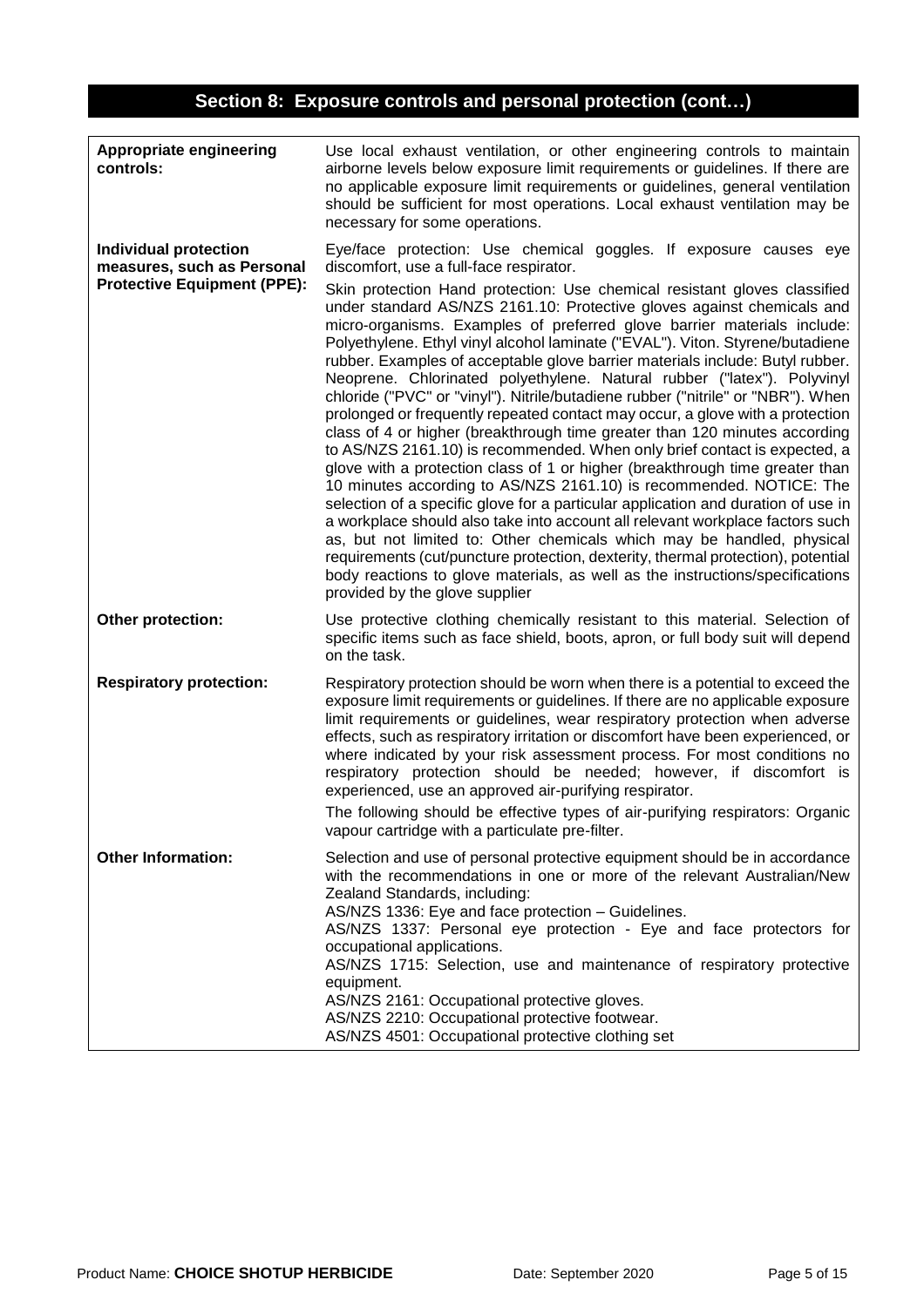## Section 8: Exposure controls and personal protection (cont…)

| | |
|---|---|
| **Appropriate engineering controls:** | Use local exhaust ventilation, or other engineering controls to maintain airborne levels below exposure limit requirements or guidelines. If there are no applicable exposure limit requirements or guidelines, general ventilation should be sufficient for most operations. Local exhaust ventilation may be necessary for some operations. |
| **Individual protection measures, such as Personal Protective Equipment (PPE):** | Eye/face protection: Use chemical goggles. If exposure causes eye discomfort, use a full-face respirator.<br><br>Skin protection Hand protection: Use chemical resistant gloves classified under standard AS/NZS 2161.10: Protective gloves against chemicals and micro-organisms. Examples of preferred glove barrier materials include: Polyethylene. Ethyl vinyl alcohol laminate ("EVAL"). Viton. Styrene/butadiene rubber. Examples of acceptable glove barrier materials include: Butyl rubber. Neoprene. Chlorinated polyethylene. Natural rubber ("latex"). Polyvinyl chloride ("PVC" or "vinyl"). Nitrile/butadiene rubber ("nitrile" or "NBR"). When prolonged or frequently repeated contact may occur, a glove with a protection class of 4 or higher (breakthrough time greater than 120 minutes according to AS/NZS 2161.10) is recommended. When only brief contact is expected, a glove with a protection class of 1 or higher (breakthrough time greater than 10 minutes according to AS/NZS 2161.10) is recommended. NOTICE: The selection of a specific glove for a particular application and duration of use in a workplace should also take into account all relevant workplace factors such as, but not limited to: Other chemicals which may be handled, physical requirements (cut/puncture protection, dexterity, thermal protection), potential body reactions to glove materials, as well as the instructions/specifications provided by the glove supplier |
| **Other protection:** | Use protective clothing chemically resistant to this material. Selection of specific items such as face shield, boots, apron, or full body suit will depend on the task. |
| **Respiratory protection:** | Respiratory protection should be worn when there is a potential to exceed the exposure limit requirements or guidelines. If there are no applicable exposure limit requirements or guidelines, wear respiratory protection when adverse effects, such as respiratory irritation or discomfort have been experienced, or where indicated by your risk assessment process. For most conditions no respiratory protection should be needed; however, if discomfort is experienced, use an approved air-purifying respirator.<br><br>The following should be effective types of air-purifying respirators: Organic vapour cartridge with a particulate pre-filter. |
| **Other Information:** | Selection and use of personal protective equipment should be in accordance with the recommendations in one or more of the relevant Australian/New Zealand Standards, including:<br>AS/NZS 1336: Eye and face protection – Guidelines.<br>AS/NZS 1337: Personal eye protection - Eye and face protectors for occupational applications.<br>AS/NZS 1715: Selection, use and maintenance of respiratory protective equipment.<br>AS/NZS 2161: Occupational protective gloves.<br>AS/NZS 2210: Occupational protective footwear.<br>AS/NZS 4501: Occupational protective clothing set |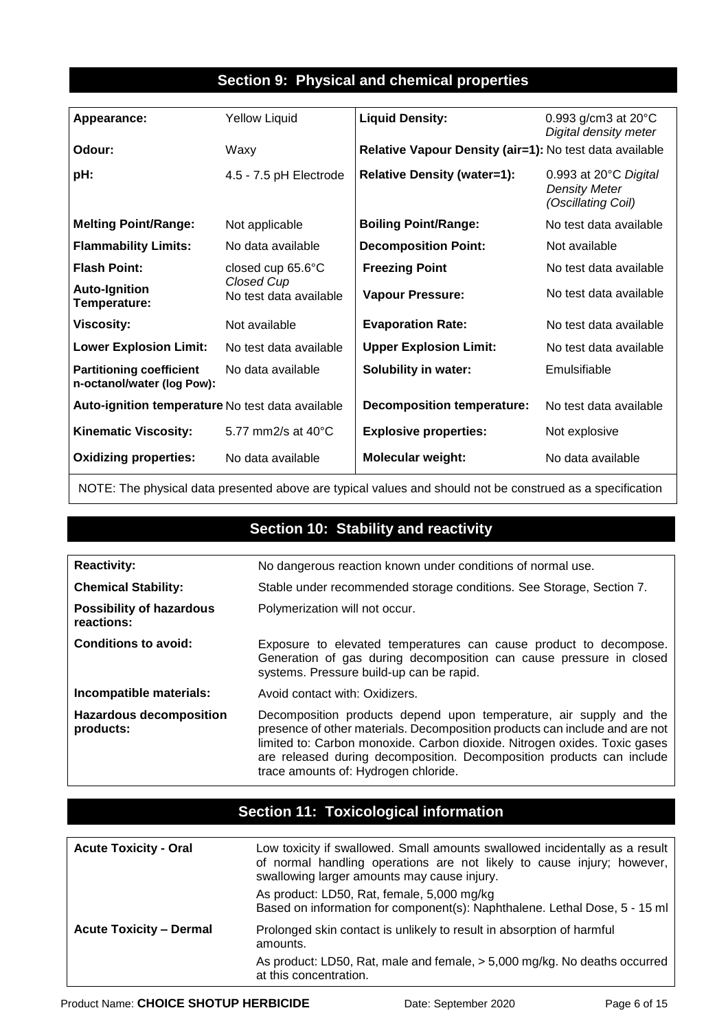## Section 9: Physical and chemical properties

| | | | |
|---|---|---|---|
| **Appearance:** | Yellow Liquid | **Liquid Density:** | 0.993 g/cm3 at 20°C *Digital density meter* |
| **Odour:** | Waxy | **Relative Vapour Density (air=1):** | No test data available |
| **pH:** | 4.5 - 7.5 pH Electrode | **Relative Density (water=1):** | 0.993 at 20°C *Digital Density Meter (Oscillating Coil)* |
| **Melting Point/Range:** | Not applicable | **Boiling Point/Range:** | No test data available |
| **Flammability Limits:** | No data available | **Decomposition Point:** | Not available |
| **Flash Point:** | closed cup 65.6°C *Closed Cup* | **Freezing Point** | No test data available |
| **Auto-Ignition Temperature:** | No test data available | **Vapour Pressure:** | No test data available |
| **Viscosity:** | Not available | **Evaporation Rate:** | No test data available |
| **Lower Explosion Limit:** | No test data available | **Upper Explosion Limit:** | No test data available |
| **Partitioning coefficient n-octanol/water (log Pow):** | No data available | **Solubility in water:** | Emulsifiable |
| **Auto-ignition temperature** | No test data available | **Decomposition temperature:** | No test data available |
| **Kinematic Viscosity:** | 5.77 mm2/s at 40°C | **Explosive properties:** | Not explosive |
| **Oxidizing properties:** | No data available | **Molecular weight:** | No data available |

NOTE: The physical data presented above are typical values and should not be construed as a specification

## Section 10: Stability and reactivity

| | |
|---|---|
| **Reactivity:** | No dangerous reaction known under conditions of normal use. |
| **Chemical Stability:** | Stable under recommended storage conditions. See Storage, Section 7. |
| **Possibility of hazardous reactions:** | Polymerization will not occur. |
| **Conditions to avoid:** | Exposure to elevated temperatures can cause product to decompose. Generation of gas during decomposition can cause pressure in closed systems. Pressure build-up can be rapid. |
| **Incompatible materials:** | Avoid contact with: Oxidizers. |
| **Hazardous decomposition products:** | Decomposition products depend upon temperature, air supply and the presence of other materials. Decomposition products can include and are not limited to: Carbon monoxide. Carbon dioxide. Nitrogen oxides. Toxic gases are released during decomposition. Decomposition products can include trace amounts of: Hydrogen chloride. |

## Section 11: Toxicological information

| | |
|---|---|
| **Acute Toxicity - Oral** | Low toxicity if swallowed. Small amounts swallowed incidentally as a result of normal handling operations are not likely to cause injury; however, swallowing larger amounts may cause injury.<br>As product: LD50, Rat, female, 5,000 mg/kg<br>Based on information for component(s): Naphthalene. Lethal Dose, 5 - 15 ml |
| **Acute Toxicity – Dermal** | Prolonged skin contact is unlikely to result in absorption of harmful amounts.<br>As product: LD50, Rat, male and female, > 5,000 mg/kg. No deaths occurred at this concentration. |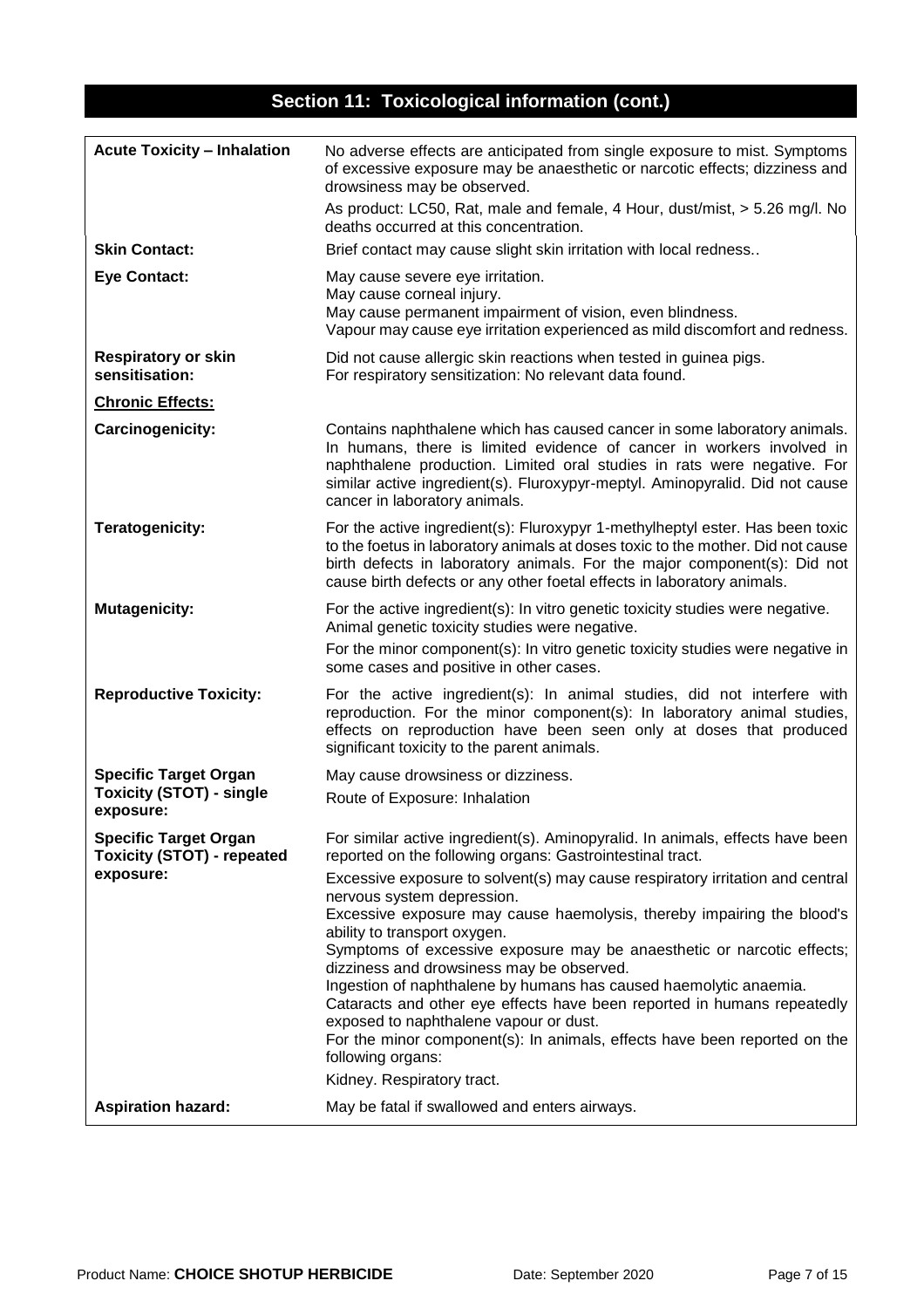## Section 11: Toxicological information (cont.)

| | |
|---|---|
| **Acute Toxicity – Inhalation** | No adverse effects are anticipated from single exposure to mist. Symptoms of excessive exposure may be anaesthetic or narcotic effects; dizziness and drowsiness may be observed.<br>As product: LC50, Rat, male and female, 4 Hour, dust/mist, > 5.26 mg/l. No deaths occurred at this concentration. |
| **Skin Contact:** | Brief contact may cause slight skin irritation with local redness.. |
| **Eye Contact:** | May cause severe eye irritation.<br>May cause corneal injury.<br>May cause permanent impairment of vision, even blindness.<br>Vapour may cause eye irritation experienced as mild discomfort and redness. |
| **Respiratory or skin sensitisation:** | Did not cause allergic skin reactions when tested in guinea pigs.<br>For respiratory sensitization: No relevant data found. |
| **Chronic Effects:** | |
| **Carcinogenicity:** | Contains naphthalene which has caused cancer in some laboratory animals. In humans, there is limited evidence of cancer in workers involved in naphthalene production. Limited oral studies in rats were negative. For similar active ingredient(s). Fluroxypyr-meptyl. Aminopyralid. Did not cause cancer in laboratory animals. |
| **Teratogenicity:** | For the active ingredient(s): Fluroxypyr 1-methylheptyl ester. Has been toxic to the foetus in laboratory animals at doses toxic to the mother. Did not cause birth defects in laboratory animals. For the major component(s): Did not cause birth defects or any other foetal effects in laboratory animals. |
| **Mutagenicity:** | For the active ingredient(s): In vitro genetic toxicity studies were negative. Animal genetic toxicity studies were negative.<br>For the minor component(s): In vitro genetic toxicity studies were negative in some cases and positive in other cases. |
| **Reproductive Toxicity:** | For the active ingredient(s): In animal studies, did not interfere with reproduction. For the minor component(s): In laboratory animal studies, effects on reproduction have been seen only at doses that produced significant toxicity to the parent animals. |
| **Specific Target Organ Toxicity (STOT) - single exposure:** | May cause drowsiness or dizziness.<br>Route of Exposure: Inhalation |
| **Specific Target Organ Toxicity (STOT) - repeated exposure:** | For similar active ingredient(s). Aminopyralid. In animals, effects have been reported on the following organs: Gastrointestinal tract.<br>Excessive exposure to solvent(s) may cause respiratory irritation and central nervous system depression.<br>Excessive exposure may cause haemolysis, thereby impairing the blood's ability to transport oxygen.<br>Symptoms of excessive exposure may be anaesthetic or narcotic effects; dizziness and drowsiness may be observed.<br>Ingestion of naphthalene by humans has caused haemolytic anaemia.<br>Cataracts and other eye effects have been reported in humans repeatedly exposed to naphthalene vapour or dust.<br>For the minor component(s): In animals, effects have been reported on the following organs:<br>Kidney. Respiratory tract. |
| **Aspiration hazard:** | May be fatal if swallowed and enters airways. |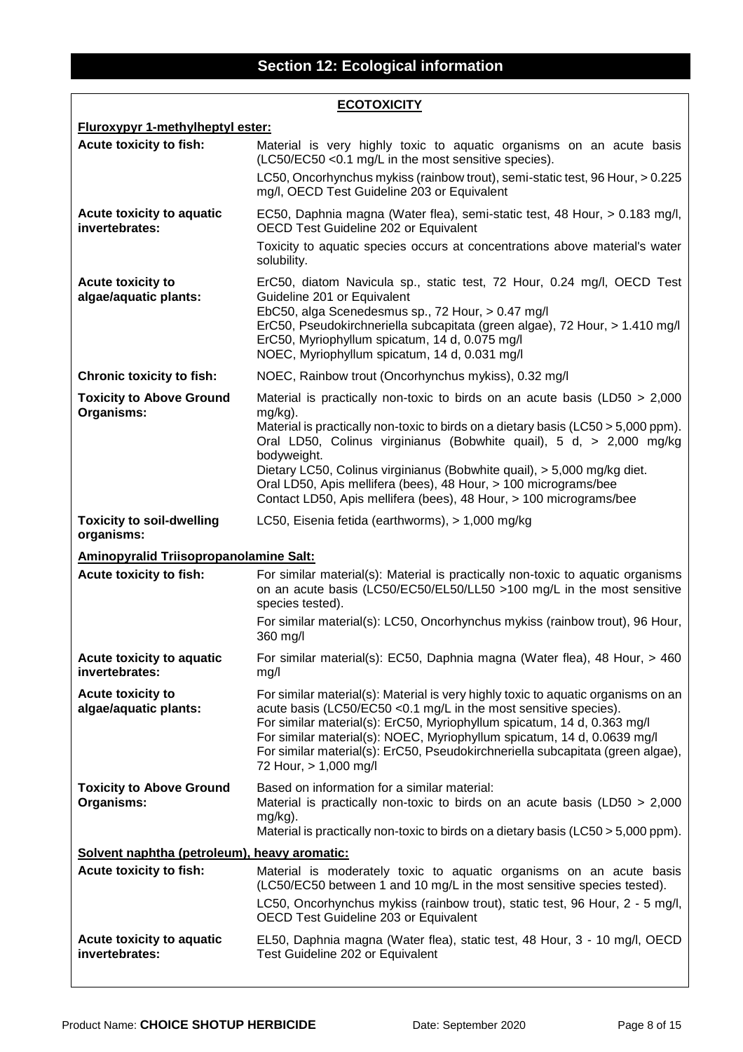## Section 12: Ecological information

**ECOTOXICITY**

**Fluroxypyr 1-methylheptyl ester:**

| | |
|---|---|
| **Acute toxicity to fish:** | Material is very highly toxic to aquatic organisms on an acute basis (LC50/EC50 <0.1 mg/L in the most sensitive species).<br>LC50, Oncorhynchus mykiss (rainbow trout), semi-static test, 96 Hour, > 0.225 mg/l, OECD Test Guideline 203 or Equivalent |
| **Acute toxicity to aquatic invertebrates:** | EC50, Daphnia magna (Water flea), semi-static test, 48 Hour, > 0.183 mg/l, OECD Test Guideline 202 or Equivalent<br>Toxicity to aquatic species occurs at concentrations above material's water solubility. |
| **Acute toxicity to algae/aquatic plants:** | ErC50, diatom Navicula sp., static test, 72 Hour, 0.24 mg/l, OECD Test Guideline 201 or Equivalent<br>EbC50, alga Scenedesmus sp., 72 Hour, > 0.47 mg/l<br>ErC50, Pseudokirchneriella subcapitata (green algae), 72 Hour, > 1.410 mg/l<br>ErC50, Myriophyllum spicatum, 14 d, 0.075 mg/l<br>NOEC, Myriophyllum spicatum, 14 d, 0.031 mg/l |
| **Chronic toxicity to fish:** | NOEC, Rainbow trout (Oncorhynchus mykiss), 0.32 mg/l |
| **Toxicity to Above Ground Organisms:** | Material is practically non-toxic to birds on an acute basis (LD50 > 2,000 mg/kg).<br>Material is practically non-toxic to birds on a dietary basis (LC50 > 5,000 ppm).<br>Oral LD50, Colinus virginianus (Bobwhite quail), 5 d, > 2,000 mg/kg bodyweight.<br>Dietary LC50, Colinus virginianus (Bobwhite quail), > 5,000 mg/kg diet.<br>Oral LD50, Apis mellifera (bees), 48 Hour, > 100 micrograms/bee<br>Contact LD50, Apis mellifera (bees), 48 Hour, > 100 micrograms/bee |
| **Toxicity to soil-dwelling organisms:** | LC50, Eisenia fetida (earthworms), > 1,000 mg/kg |

**Aminopyralid Triisopropanolamine Salt:**

| | |
|---|---|
| **Acute toxicity to fish:** | For similar material(s): Material is practically non-toxic to aquatic organisms on an acute basis (LC50/EC50/EL50/LL50 >100 mg/L in the most sensitive species tested).<br>For similar material(s): LC50, Oncorhynchus mykiss (rainbow trout), 96 Hour, 360 mg/l |
| **Acute toxicity to aquatic invertebrates:** | For similar material(s): EC50, Daphnia magna (Water flea), 48 Hour, > 460 mg/l |
| **Acute toxicity to algae/aquatic plants:** | For similar material(s): Material is very highly toxic to aquatic organisms on an acute basis (LC50/EC50 <0.1 mg/L in the most sensitive species).<br>For similar material(s): ErC50, Myriophyllum spicatum, 14 d, 0.363 mg/l<br>For similar material(s): NOEC, Myriophyllum spicatum, 14 d, 0.0639 mg/l<br>For similar material(s): ErC50, Pseudokirchneriella subcapitata (green algae), 72 Hour, > 1,000 mg/l |
| **Toxicity to Above Ground Organisms:** | Based on information for a similar material:<br>Material is practically non-toxic to birds on an acute basis (LD50 > 2,000 mg/kg).<br>Material is practically non-toxic to birds on a dietary basis (LC50 > 5,000 ppm). |

**Solvent naphtha (petroleum), heavy aromatic:**

| | |
|---|---|
| **Acute toxicity to fish:** | Material is moderately toxic to aquatic organisms on an acute basis (LC50/EC50 between 1 and 10 mg/L in the most sensitive species tested).<br>LC50, Oncorhynchus mykiss (rainbow trout), static test, 96 Hour, 2 - 5 mg/l, OECD Test Guideline 203 or Equivalent |
| **Acute toxicity to aquatic invertebrates:** | EL50, Daphnia magna (Water flea), static test, 48 Hour, 3 - 10 mg/l, OECD Test Guideline 202 or Equivalent |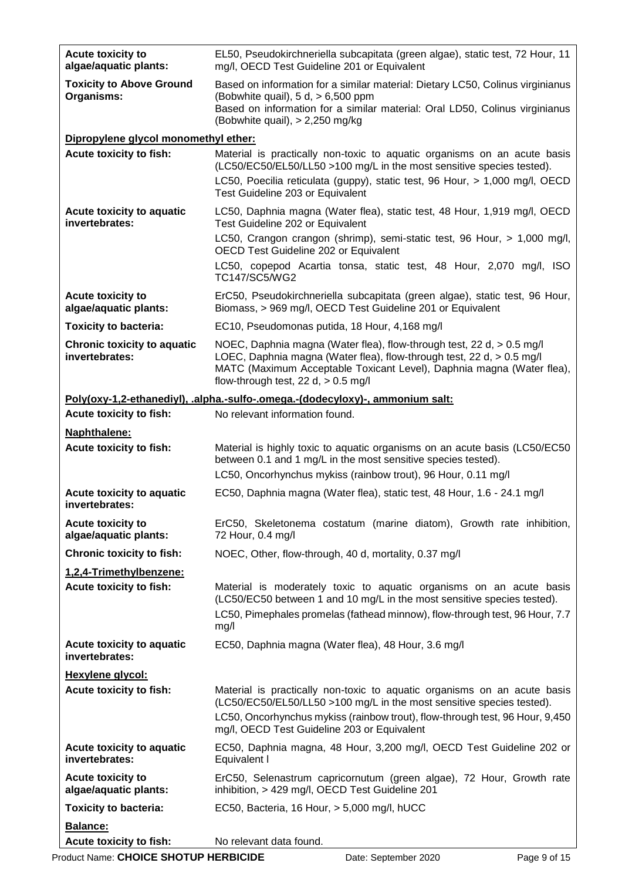| | |
|---|---|
| **Acute toxicity to algae/aquatic plants:** | EL50, Pseudokirchneriella subcapitata (green algae), static test, 72 Hour, 11 mg/l, OECD Test Guideline 201 or Equivalent |
| **Toxicity to Above Ground Organisms:** | Based on information for a similar material: Dietary LC50, Colinus virginianus (Bobwhite quail), 5 d, > 6,500 ppm<br>Based on information for a similar material: Oral LD50, Colinus virginianus (Bobwhite quail), > 2,250 mg/kg |

**Dipropylene glycol monomethyl ether:**

| | |
|---|---|
| **Acute toxicity to fish:** | Material is practically non-toxic to aquatic organisms on an acute basis (LC50/EC50/EL50/LL50 >100 mg/L in the most sensitive species tested).<br>LC50, Poecilia reticulata (guppy), static test, 96 Hour, > 1,000 mg/l, OECD Test Guideline 203 or Equivalent |
| **Acute toxicity to aquatic invertebrates:** | LC50, Daphnia magna (Water flea), static test, 48 Hour, 1,919 mg/l, OECD Test Guideline 202 or Equivalent<br>LC50, Crangon crangon (shrimp), semi-static test, 96 Hour, > 1,000 mg/l, OECD Test Guideline 202 or Equivalent<br>LC50, copepod Acartia tonsa, static test, 48 Hour, 2,070 mg/l, ISO TC147/SC5/WG2 |
| **Acute toxicity to algae/aquatic plants:** | ErC50, Pseudokirchneriella subcapitata (green algae), static test, 96 Hour, Biomass, > 969 mg/l, OECD Test Guideline 201 or Equivalent |
| **Toxicity to bacteria:** | EC10, Pseudomonas putida, 18 Hour, 4,168 mg/l |
| **Chronic toxicity to aquatic invertebrates:** | NOEC, Daphnia magna (Water flea), flow-through test, 22 d, > 0.5 mg/l<br>LOEC, Daphnia magna (Water flea), flow-through test, 22 d, > 0.5 mg/l<br>MATC (Maximum Acceptable Toxicant Level), Daphnia magna (Water flea), flow-through test, 22 d, > 0.5 mg/l |

**Poly(oxy-1,2-ethanediyl), .alpha.-sulfo-.omega.-(dodecyloxy)-, ammonium salt:**

| | |
|---|---|
| **Acute toxicity to fish:** | No relevant information found. |

**Naphthalene:**

| | |
|---|---|
| **Acute toxicity to fish:** | Material is highly toxic to aquatic organisms on an acute basis (LC50/EC50 between 0.1 and 1 mg/L in the most sensitive species tested).<br>LC50, Oncorhynchus mykiss (rainbow trout), 96 Hour, 0.11 mg/l |
| **Acute toxicity to aquatic invertebrates:** | EC50, Daphnia magna (Water flea), static test, 48 Hour, 1.6 - 24.1 mg/l |
| **Acute toxicity to algae/aquatic plants:** | ErC50, Skeletonema costatum (marine diatom), Growth rate inhibition, 72 Hour, 0.4 mg/l |
| **Chronic toxicity to fish:** | NOEC, Other, flow-through, 40 d, mortality, 0.37 mg/l |

**1,2,4-Trimethylbenzene:**

| | |
|---|---|
| **Acute toxicity to fish:** | Material is moderately toxic to aquatic organisms on an acute basis (LC50/EC50 between 1 and 10 mg/L in the most sensitive species tested).<br>LC50, Pimephales promelas (fathead minnow), flow-through test, 96 Hour, 7.7 mg/l |
| **Acute toxicity to aquatic invertebrates:** | EC50, Daphnia magna (Water flea), 48 Hour, 3.6 mg/l |

**Hexylene glycol:**

| | |
|---|---|
| **Acute toxicity to fish:** | Material is practically non-toxic to aquatic organisms on an acute basis (LC50/EC50/EL50/LL50 >100 mg/L in the most sensitive species tested).<br>LC50, Oncorhynchus mykiss (rainbow trout), flow-through test, 96 Hour, 9,450 mg/l, OECD Test Guideline 203 or Equivalent |
| **Acute toxicity to aquatic invertebrates:** | EC50, Daphnia magna, 48 Hour, 3,200 mg/l, OECD Test Guideline 202 or Equivalent l |
| **Acute toxicity to algae/aquatic plants:** | ErC50, Selenastrum capricornutum (green algae), 72 Hour, Growth rate inhibition, > 429 mg/l, OECD Test Guideline 201 |
| **Toxicity to bacteria:** | EC50, Bacteria, 16 Hour, > 5,000 mg/l, hUCC |

**Balance:**

| | |
|---|---|
| **Acute toxicity to fish:** | No relevant data found. |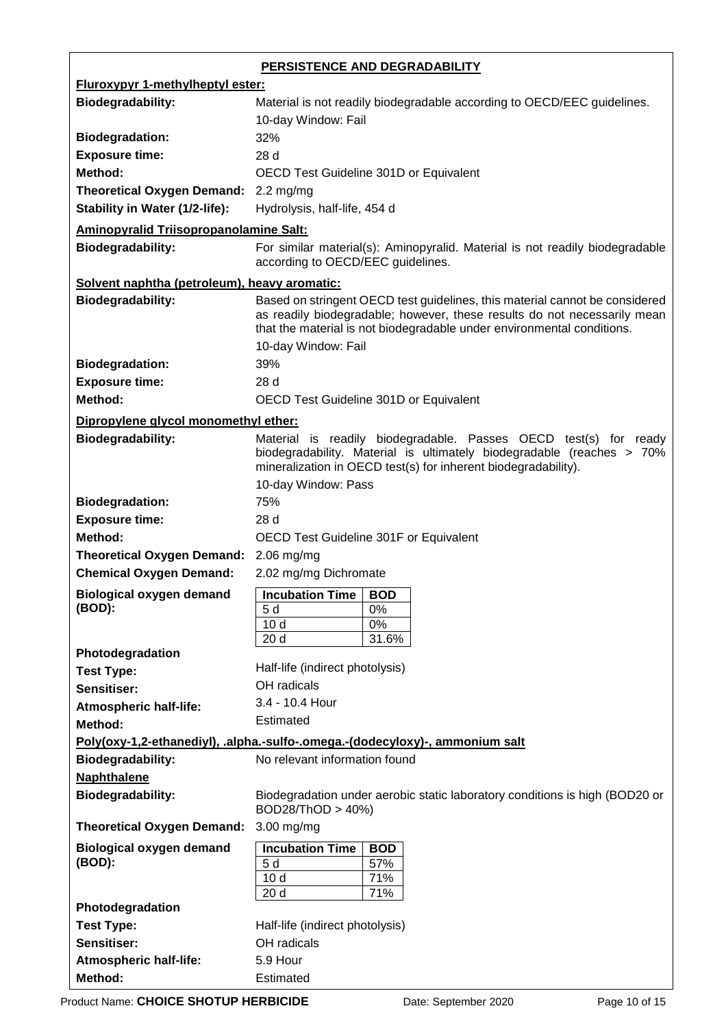## PERSISTENCE AND DEGRADABILITY

### Fluroxypyr 1-methylheptyl ester:

**Biodegradability:** Material is not readily biodegradable according to OECD/EEC guidelines.
10-day Window: Fail

**Biodegradation:** 32%

**Exposure time:** 28 d

**Method:** OECD Test Guideline 301D or Equivalent

**Theoretical Oxygen Demand:** 2.2 mg/mg

**Stability in Water (1/2-life):** Hydrolysis, half-life, 454 d

### Aminopyralid Triisopropanolamine Salt:

**Biodegradability:** For similar material(s): Aminopyralid. Material is not readily biodegradable according to OECD/EEC guidelines.

### Solvent naphtha (petroleum), heavy aromatic:

**Biodegradability:** Based on stringent OECD test guidelines, this material cannot be considered as readily biodegradable; however, these results do not necessarily mean that the material is not biodegradable under environmental conditions.
10-day Window: Fail

**Biodegradation:** 39%

**Exposure time:** 28 d

**Method:** OECD Test Guideline 301D or Equivalent

### Dipropylene glycol monomethyl ether:

**Biodegradability:** Material is readily biodegradable. Passes OECD test(s) for ready biodegradability. Material is ultimately biodegradable (reaches > 70% mineralization in OECD test(s) for inherent biodegradability).
10-day Window: Pass

**Biodegradation:** 75%

**Exposure time:** 28 d

**Method:** OECD Test Guideline 301F or Equivalent

**Theoretical Oxygen Demand:** 2.06 mg/mg

**Chemical Oxygen Demand:** 2.02 mg/mg Dichromate

**Biological oxygen demand (BOD):**

| Incubation Time | BOD |
| --- | --- |
| 5 d | 0% |
| 10 d | 0% |
| 20 d | 31.6% |

**Photodegradation**

**Test Type:** Half-life (indirect photolysis)

**Sensitiser:** OH radicals

**Atmospheric half-life:** 3.4 - 10.4 Hour

**Method:** Estimated

### Poly(oxy-1,2-ethanediyl), .alpha.-sulfo-.omega.-(dodecyloxy)-, ammonium salt

**Biodegradability:** No relevant information found

### Naphthalene

**Biodegradability:** Biodegradation under aerobic static laboratory conditions is high (BOD20 or BOD28/ThOD > 40%)

**Theoretical Oxygen Demand:** 3.00 mg/mg

**Biological oxygen demand (BOD):**

| Incubation Time | BOD |
| --- | --- |
| 5 d | 57% |
| 10 d | 71% |
| 20 d | 71% |

**Photodegradation**

**Test Type:** Half-life (indirect photolysis)

**Sensitiser:** OH radicals

**Atmospheric half-life:** 5.9 Hour

**Method:** Estimated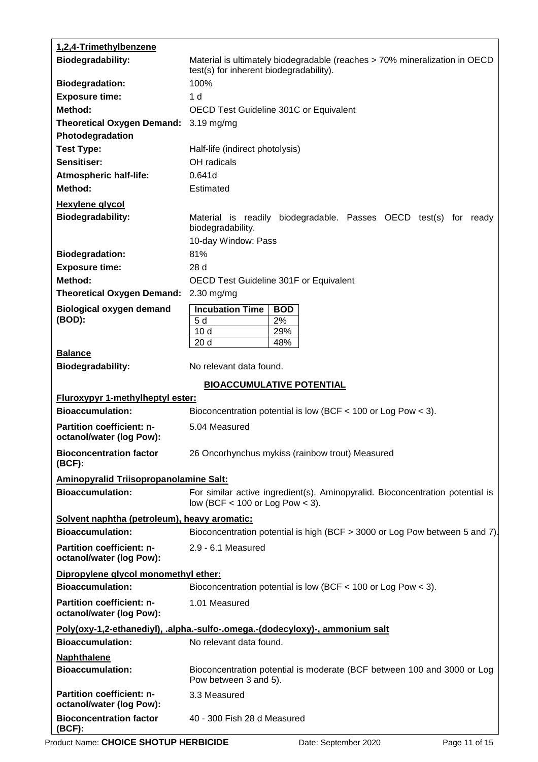**1,2,4-Trimethylbenzene**

**Biodegradability:** Material is ultimately biodegradable (reaches > 70% mineralization in OECD test(s) for inherent biodegradability).

**Biodegradation:** 100%

**Exposure time:** 1 d

**Method:** OECD Test Guideline 301C or Equivalent

**Theoretical Oxygen Demand:** 3.19 mg/mg

**Photodegradation**

**Test Type:** Half-life (indirect photolysis)

**Sensitiser:** OH radicals

**Atmospheric half-life:** 0.641d

**Method:** Estimated

**Hexylene glycol**

**Biodegradability:** Material is readily biodegradable. Passes OECD test(s) for ready biodegradability.

10-day Window: Pass

**Biodegradation:** 81%

**Exposure time:** 28 d

**Method:** OECD Test Guideline 301F or Equivalent

**Theoretical Oxygen Demand:** 2.30 mg/mg

**Biological oxygen demand (BOD):**

| Incubation Time | BOD |
|---|---|
| 5 d | 2% |
| 10 d | 29% |
| 20 d | 48% |

**Balance**

**Biodegradability:** No relevant data found.

## BIOACCUMULATIVE POTENTIAL

**Fluroxypyr 1-methylheptyl ester:**

**Bioaccumulation:** Bioconcentration potential is low (BCF < 100 or Log Pow < 3).

**Partition coefficient: n-octanol/water (log Pow):** 5.04 Measured

**Bioconcentration factor (BCF):** 26 Oncorhynchus mykiss (rainbow trout) Measured

**Aminopyralid Triisopropanolamine Salt:**

**Bioaccumulation:** For similar active ingredient(s). Aminopyralid. Bioconcentration potential is low (BCF < 100 or Log Pow < 3).

**Solvent naphtha (petroleum), heavy aromatic:**

**Bioaccumulation:** Bioconcentration potential is high (BCF > 3000 or Log Pow between 5 and 7).

**Partition coefficient: n-octanol/water (log Pow):** 2.9 - 6.1 Measured

**Dipropylene glycol monomethyl ether:**

**Bioaccumulation:** Bioconcentration potential is low (BCF < 100 or Log Pow < 3).

**Partition coefficient: n-octanol/water (log Pow):** 1.01 Measured

**Poly(oxy-1,2-ethanediyl), .alpha.-sulfo-.omega.-(dodecyloxy)-, ammonium salt**

**Bioaccumulation:** No relevant data found.

**Naphthalene**

**Bioaccumulation:** Bioconcentration potential is moderate (BCF between 100 and 3000 or Log Pow between 3 and 5).

**Partition coefficient: n-octanol/water (log Pow):** 3.3 Measured

**Bioconcentration factor (BCF):** 40 - 300 Fish 28 d Measured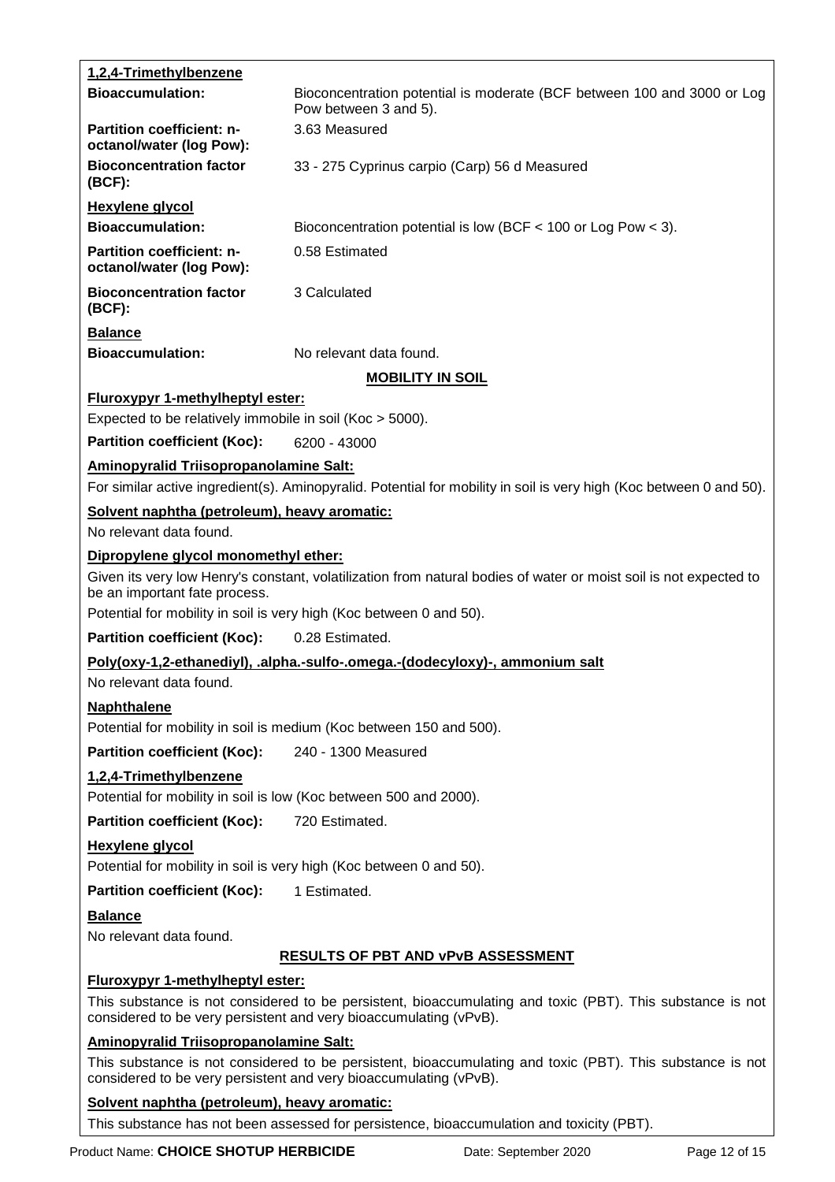**1,2,4-Trimethylbenzene**

| | |
|---|---|
| **Bioaccumulation:** | Bioconcentration potential is moderate (BCF between 100 and 3000 or Log Pow between 3 and 5). |
| **Partition coefficient: n-octanol/water (log Pow):** | 3.63 Measured |
| **Bioconcentration factor (BCF):** | 33 - 275 Cyprinus carpio (Carp) 56 d Measured |

**Hexylene glycol**

| | |
|---|---|
| **Bioaccumulation:** | Bioconcentration potential is low (BCF < 100 or Log Pow < 3). |
| **Partition coefficient: n-octanol/water (log Pow):** | 0.58 Estimated |
| **Bioconcentration factor (BCF):** | 3 Calculated |

**Balance**

**Bioaccumulation:** No relevant data found.

## MOBILITY IN SOIL

**Fluroxypyr 1-methylheptyl ester:**

Expected to be relatively immobile in soil (Koc > 5000).

**Partition coefficient (Koc):** 6200 - 43000

**Aminopyralid Triisopropanolamine Salt:**

For similar active ingredient(s). Aminopyralid. Potential for mobility in soil is very high (Koc between 0 and 50).

**Solvent naphtha (petroleum), heavy aromatic:**

No relevant data found.

**Dipropylene glycol monomethyl ether:**

Given its very low Henry's constant, volatilization from natural bodies of water or moist soil is not expected to be an important fate process.

Potential for mobility in soil is very high (Koc between 0 and 50).

**Partition coefficient (Koc):** 0.28 Estimated.

**Poly(oxy-1,2-ethanediyl), .alpha.-sulfo-.omega.-(dodecyloxy)-, ammonium salt**

No relevant data found.

**Naphthalene**

Potential for mobility in soil is medium (Koc between 150 and 500).

**Partition coefficient (Koc):** 240 - 1300 Measured

**1,2,4-Trimethylbenzene**

Potential for mobility in soil is low (Koc between 500 and 2000).

**Partition coefficient (Koc):** 720 Estimated.

**Hexylene glycol**

Potential for mobility in soil is very high (Koc between 0 and 50).

**Partition coefficient (Koc):** 1 Estimated.

**Balance**

No relevant data found.

## RESULTS OF PBT AND vPvB ASSESSMENT

**Fluroxypyr 1-methylheptyl ester:**

This substance is not considered to be persistent, bioaccumulating and toxic (PBT). This substance is not considered to be very persistent and very bioaccumulating (vPvB).

**Aminopyralid Triisopropanolamine Salt:**

This substance is not considered to be persistent, bioaccumulating and toxic (PBT). This substance is not considered to be very persistent and very bioaccumulating (vPvB).

**Solvent naphtha (petroleum), heavy aromatic:**

This substance has not been assessed for persistence, bioaccumulation and toxicity (PBT).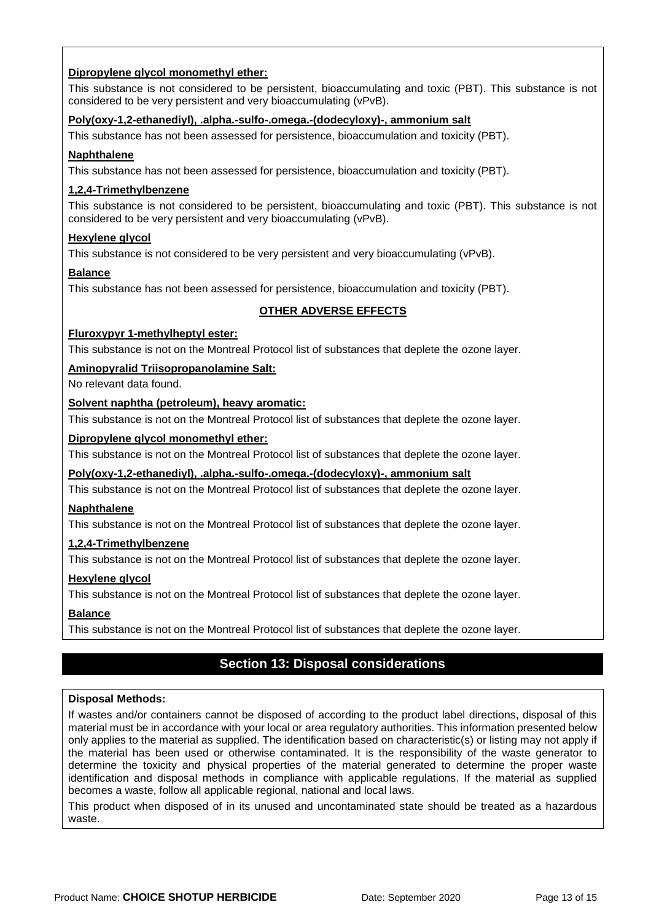**Dipropylene glycol monomethyl ether:**

This substance is not considered to be persistent, bioaccumulating and toxic (PBT). This substance is not considered to be very persistent and very bioaccumulating (vPvB).

**Poly(oxy-1,2-ethanediyl), .alpha.-sulfo-.omega.-(dodecyloxy)-, ammonium salt**

This substance has not been assessed for persistence, bioaccumulation and toxicity (PBT).

**Naphthalene**

This substance has not been assessed for persistence, bioaccumulation and toxicity (PBT).

**1,2,4-Trimethylbenzene**

This substance is not considered to be persistent, bioaccumulating and toxic (PBT). This substance is not considered to be very persistent and very bioaccumulating (vPvB).

**Hexylene glycol**

This substance is not considered to be very persistent and very bioaccumulating (vPvB).

**Balance**

This substance has not been assessed for persistence, bioaccumulation and toxicity (PBT).

### OTHER ADVERSE EFFECTS

**Fluroxypyr 1-methylheptyl ester:**

This substance is not on the Montreal Protocol list of substances that deplete the ozone layer.

**Aminopyralid Triisopropanolamine Salt:**

No relevant data found.

**Solvent naphtha (petroleum), heavy aromatic:**

This substance is not on the Montreal Protocol list of substances that deplete the ozone layer.

**Dipropylene glycol monomethyl ether:**

This substance is not on the Montreal Protocol list of substances that deplete the ozone layer.

**Poly(oxy-1,2-ethanediyl), .alpha.-sulfo-.omega.-(dodecyloxy)-, ammonium salt**

This substance is not on the Montreal Protocol list of substances that deplete the ozone layer.

**Naphthalene**

This substance is not on the Montreal Protocol list of substances that deplete the ozone layer.

**1,2,4-Trimethylbenzene**

This substance is not on the Montreal Protocol list of substances that deplete the ozone layer.

**Hexylene glycol**

This substance is not on the Montreal Protocol list of substances that deplete the ozone layer.

**Balance**

This substance is not on the Montreal Protocol list of substances that deplete the ozone layer.

## Section 13: Disposal considerations

**Disposal Methods:**

If wastes and/or containers cannot be disposed of according to the product label directions, disposal of this material must be in accordance with your local or area regulatory authorities. This information presented below only applies to the material as supplied. The identification based on characteristic(s) or listing may not apply if the material has been used or otherwise contaminated. It is the responsibility of the waste generator to determine the toxicity and physical properties of the material generated to determine the proper waste identification and disposal methods in compliance with applicable regulations. If the material as supplied becomes a waste, follow all applicable regional, national and local laws.

This product when disposed of in its unused and uncontaminated state should be treated as a hazardous waste.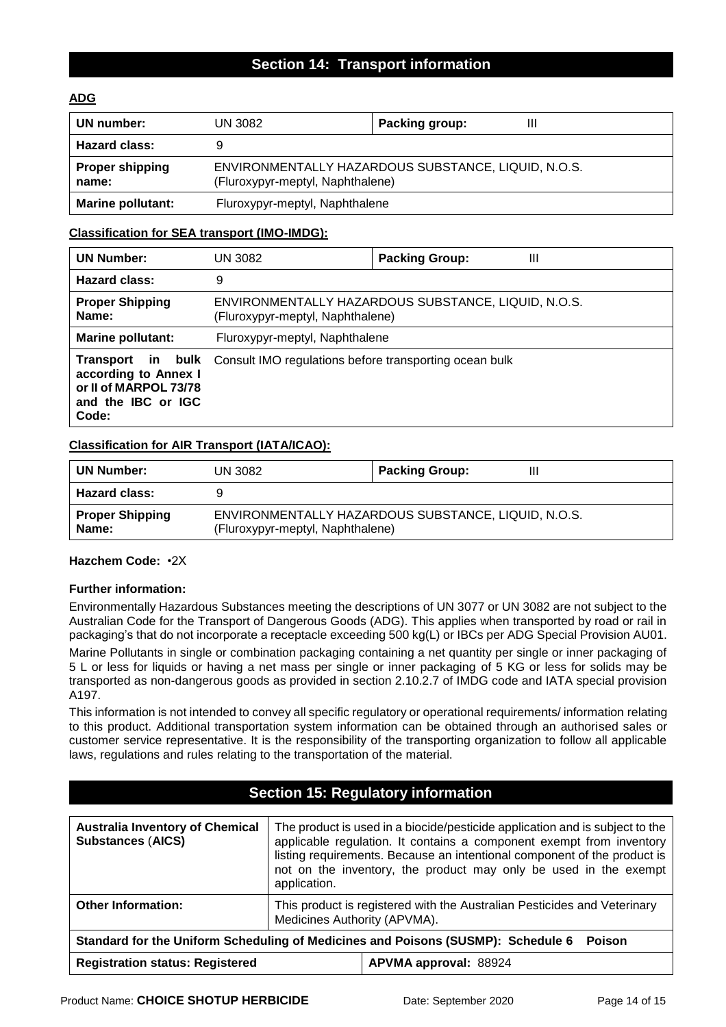## Section 14: Transport information

**ADG**

| UN number: | UN 3082 | Packing group: | III |
|---|---|---|---|
| **Hazard class:** | 9 | | |
| **Proper shipping name:** | ENVIRONMENTALLY HAZARDOUS SUBSTANCE, LIQUID, N.O.S. (Fluroxypyr-meptyl, Naphthalene) | | |
| **Marine pollutant:** | Fluroxypyr-meptyl, Naphthalene | | |

**Classification for SEA transport (IMO-IMDG):**

| UN Number: | UN 3082 | Packing Group: | III |
|---|---|---|---|
| **Hazard class:** | 9 | | |
| **Proper Shipping Name:** | ENVIRONMENTALLY HAZARDOUS SUBSTANCE, LIQUID, N.O.S. (Fluroxypyr-meptyl, Naphthalene) | | |
| **Marine pollutant:** | Fluroxypyr-meptyl, Naphthalene | | |
| **Transport in bulk according to Annex I or II of MARPOL 73/78 and the IBC or IGC Code:** | Consult IMO regulations before transporting ocean bulk | | |

**Classification for AIR Transport (IATA/ICAO):**

| UN Number: | UN 3082 | Packing Group: | III |
|---|---|---|---|
| **Hazard class:** | 9 | | |
| **Proper Shipping Name:** | ENVIRONMENTALLY HAZARDOUS SUBSTANCE, LIQUID, N.O.S. (Fluroxypyr-meptyl, Naphthalene) | | |

**Hazchem Code:** •2X

**Further information:**

Environmentally Hazardous Substances meeting the descriptions of UN 3077 or UN 3082 are not subject to the Australian Code for the Transport of Dangerous Goods (ADG). This applies when transported by road or rail in packaging's that do not incorporate a receptacle exceeding 500 kg(L) or IBCs per ADG Special Provision AU01.

Marine Pollutants in single or combination packaging containing a net quantity per single or inner packaging of 5 L or less for liquids or having a net mass per single or inner packaging of 5 KG or less for solids may be transported as non-dangerous goods as provided in section 2.10.2.7 of IMDG code and IATA special provision A197.

This information is not intended to convey all specific regulatory or operational requirements/ information relating to this product. Additional transportation system information can be obtained through an authorised sales or customer service representative. It is the responsibility of the transporting organization to follow all applicable laws, regulations and rules relating to the transportation of the material.

## Section 15: Regulatory information

| Australia Inventory of Chemical Substances (AICS) | The product is used in a biocide/pesticide application and is subject to the applicable regulation. It contains a component exempt from inventory listing requirements. Because an intentional component of the product is not on the inventory, the product may only be used in the exempt application. |
|---|---|
| **Other Information:** | This product is registered with the Australian Pesticides and Veterinary Medicines Authority (APVMA). |
| **Standard for the Uniform Scheduling of Medicines and Poisons (SUSMP): Schedule 6 Poison** | |
| **Registration status: Registered** | **APVMA approval:** 88924 |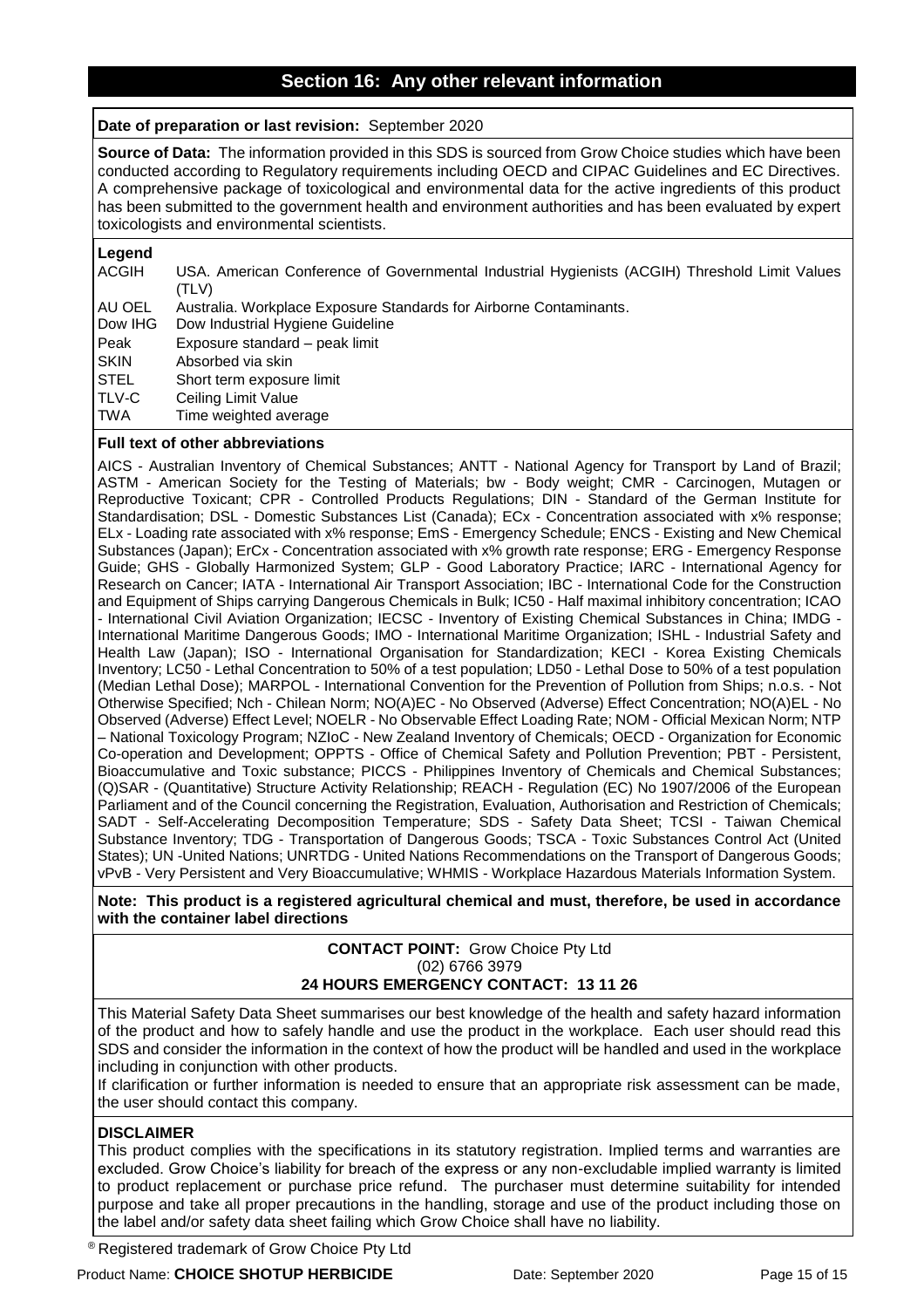## Section 16: Any other relevant information

**Date of preparation or last revision:** September 2020

**Source of Data:** The information provided in this SDS is sourced from Grow Choice studies which have been conducted according to Regulatory requirements including OECD and CIPAC Guidelines and EC Directives. A comprehensive package of toxicological and environmental data for the active ingredients of this product has been submitted to the government health and environment authorities and has been evaluated by expert toxicologists and environmental scientists.

**Legend**

| | |
|---|---|
| ACGIH | USA. American Conference of Governmental Industrial Hygienists (ACGIH) Threshold Limit Values (TLV) |
| AU OEL | Australia. Workplace Exposure Standards for Airborne Contaminants. |
| Dow IHG | Dow Industrial Hygiene Guideline |
| Peak | Exposure standard – peak limit |
| SKIN | Absorbed via skin |
| STEL | Short term exposure limit |
| TLV-C | Ceiling Limit Value |
| TWA | Time weighted average |

**Full text of other abbreviations**

AICS - Australian Inventory of Chemical Substances; ANTT - National Agency for Transport by Land of Brazil; ASTM - American Society for the Testing of Materials; bw - Body weight; CMR - Carcinogen, Mutagen or Reproductive Toxicant; CPR - Controlled Products Regulations; DIN - Standard of the German Institute for Standardisation; DSL - Domestic Substances List (Canada); ECx - Concentration associated with x% response; ELx - Loading rate associated with x% response; EmS - Emergency Schedule; ENCS - Existing and New Chemical Substances (Japan); ErCx - Concentration associated with x% growth rate response; ERG - Emergency Response Guide; GHS - Globally Harmonized System; GLP - Good Laboratory Practice; IARC - International Agency for Research on Cancer; IATA - International Air Transport Association; IBC - International Code for the Construction and Equipment of Ships carrying Dangerous Chemicals in Bulk; IC50 - Half maximal inhibitory concentration; ICAO - International Civil Aviation Organization; IECSC - Inventory of Existing Chemical Substances in China; IMDG - International Maritime Dangerous Goods; IMO - International Maritime Organization; ISHL - Industrial Safety and Health Law (Japan); ISO - International Organisation for Standardization; KECI - Korea Existing Chemicals Inventory; LC50 - Lethal Concentration to 50% of a test population; LD50 - Lethal Dose to 50% of a test population (Median Lethal Dose); MARPOL - International Convention for the Prevention of Pollution from Ships; n.o.s. - Not Otherwise Specified; Nch - Chilean Norm; NO(A)EC - No Observed (Adverse) Effect Concentration; NO(A)EL - No Observed (Adverse) Effect Level; NOELR - No Observable Effect Loading Rate; NOM - Official Mexican Norm; NTP – National Toxicology Program; NZIoC - New Zealand Inventory of Chemicals; OECD - Organization for Economic Co-operation and Development; OPPTS - Office of Chemical Safety and Pollution Prevention; PBT - Persistent, Bioaccumulative and Toxic substance; PICCS - Philippines Inventory of Chemicals and Chemical Substances; (Q)SAR - (Quantitative) Structure Activity Relationship; REACH - Regulation (EC) No 1907/2006 of the European Parliament and of the Council concerning the Registration, Evaluation, Authorisation and Restriction of Chemicals; SADT - Self-Accelerating Decomposition Temperature; SDS - Safety Data Sheet; TCSI - Taiwan Chemical Substance Inventory; TDG - Transportation of Dangerous Goods; TSCA - Toxic Substances Control Act (United States); UN -United Nations; UNRTDG - United Nations Recommendations on the Transport of Dangerous Goods; vPvB - Very Persistent and Very Bioaccumulative; WHMIS - Workplace Hazardous Materials Information System.

**Note: This product is a registered agricultural chemical and must, therefore, be used in accordance with the container label directions**

**CONTACT POINT:** Grow Choice Pty Ltd
(02) 6766 3979
**24 HOURS EMERGENCY CONTACT: 13 11 26**

This Material Safety Data Sheet summarises our best knowledge of the health and safety hazard information of the product and how to safely handle and use the product in the workplace. Each user should read this SDS and consider the information in the context of how the product will be handled and used in the workplace including in conjunction with other products.
If clarification or further information is needed to ensure that an appropriate risk assessment can be made, the user should contact this company.

**DISCLAIMER**
This product complies with the specifications in its statutory registration. Implied terms and warranties are excluded. Grow Choice's liability for breach of the express or any non-excludable implied warranty is limited to product replacement or purchase price refund. The purchaser must determine suitability for intended purpose and take all proper precautions in the handling, storage and use of the product including those on the label and/or safety data sheet failing which Grow Choice shall have no liability.

® Registered trademark of Grow Choice Pty Ltd